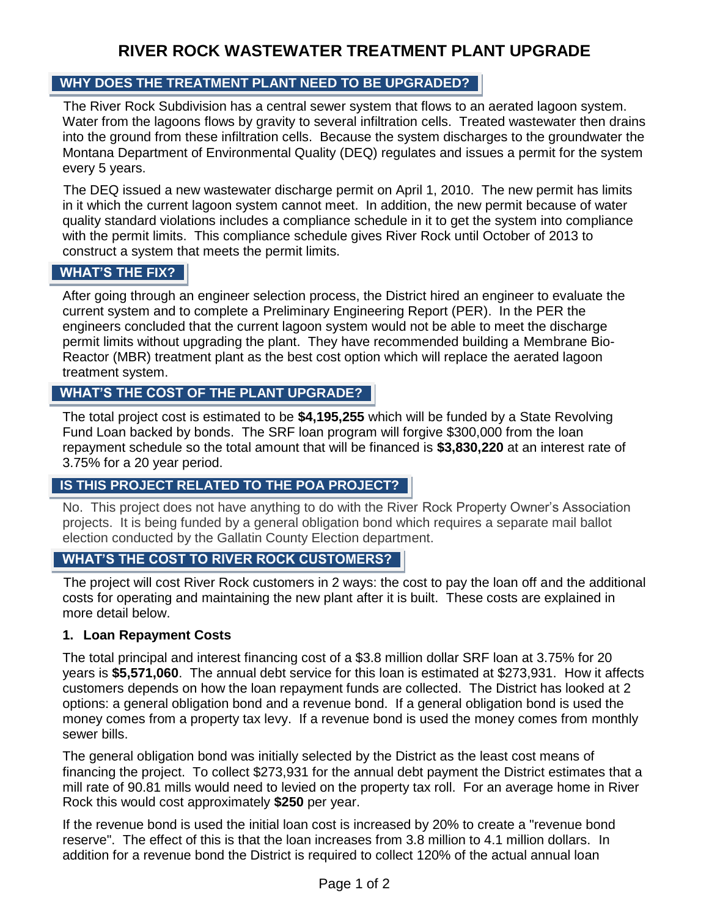# RIVER ROCK WASTEWATER TREATMENT PLANT UPGRADE

## WHY DOES THE TREATMENT PLANT NEED TO BE UPGRADED?

The River Rock Subdivision has a central sewer system that flows to an aerated lagoon system. Water from the lagoons flows by gravity to several infiltration cells. Treated wastewater then drains into the ground from these infiltration cells. Because the system discharges to the groundwater the Montana Department of Environmental Quality (DEQ) regulates and issues a permit for the system every 5 years.

The DEQ issued a new wastewater discharge permit on April 1, 2010. The new permit has limits in it which the current lagoon system cannot meet. In addition, the new permit because of water quality standard violations includes a compliance schedule in it to get the system into compliance with the permit limits. This compliance schedule gives River Rock until October of 2013 to construct a system that meets the permit limits.

## WHAT'S THE FIX?

After going through an engineer selection process, the District hired an engineer to evaluate the current system and to complete a Preliminary Engineering Report (PER). In the PER the engineers concluded that the current lagoon system would not be able to meet the discharge permit limits without upgrading the plant. They have recommended building a Membrane Bio-Reactor (MBR) treatment plant as the best cost option which will replace the aerated lagoon treatment system.

## WHAT'S THE COST OF THE PLANT UPGRADE?

The total project cost is estimated to be **$4,195,255** which will be funded by a State Revolving Fund Loan backed by bonds. The SRF loan program will forgive $300,000 from the loan repayment schedule so the total amount that will be financed is **$3,830,220** at an interest rate of 3.75% for a 20 year period.

## IS THIS PROJECT RELATED TO THE POA PROJECT?

No. This project does not have anything to do with the River Rock Property Owner's Association projects. It is being funded by a general obligation bond which requires a separate mail ballot election conducted by the Gallatin County Election department.

## WHAT'S THE COST TO RIVER ROCK CUSTOMERS?

The project will cost River Rock customers in 2 ways: the cost to pay the loan off and the additional costs for operating and maintaining the new plant after it is built. These costs are explained in more detail below.

### 1. Loan Repayment Costs

The total principal and interest financing cost of a $3.8 million dollar SRF loan at 3.75% for 20 years is **$5,571,060**. The annual debt service for this loan is estimated at $273,931. How it affects customers depends on how the loan repayment funds are collected. The District has looked at 2 options: a general obligation bond and a revenue bond. If a general obligation bond is used the money comes from a property tax levy. If a revenue bond is used the money comes from monthly sewer bills.

The general obligation bond was initially selected by the District as the least cost means of financing the project. To collect $273,931 for the annual debt payment the District estimates that a mill rate of 90.81 mills would need to levied on the property tax roll. For an average home in River Rock this would cost approximately **$250** per year.

If the revenue bond is used the initial loan cost is increased by 20% to create a "revenue bond reserve". The effect of this is that the loan increases from 3.8 million to 4.1 million dollars. In addition for a revenue bond the District is required to collect 120% of the actual annual loan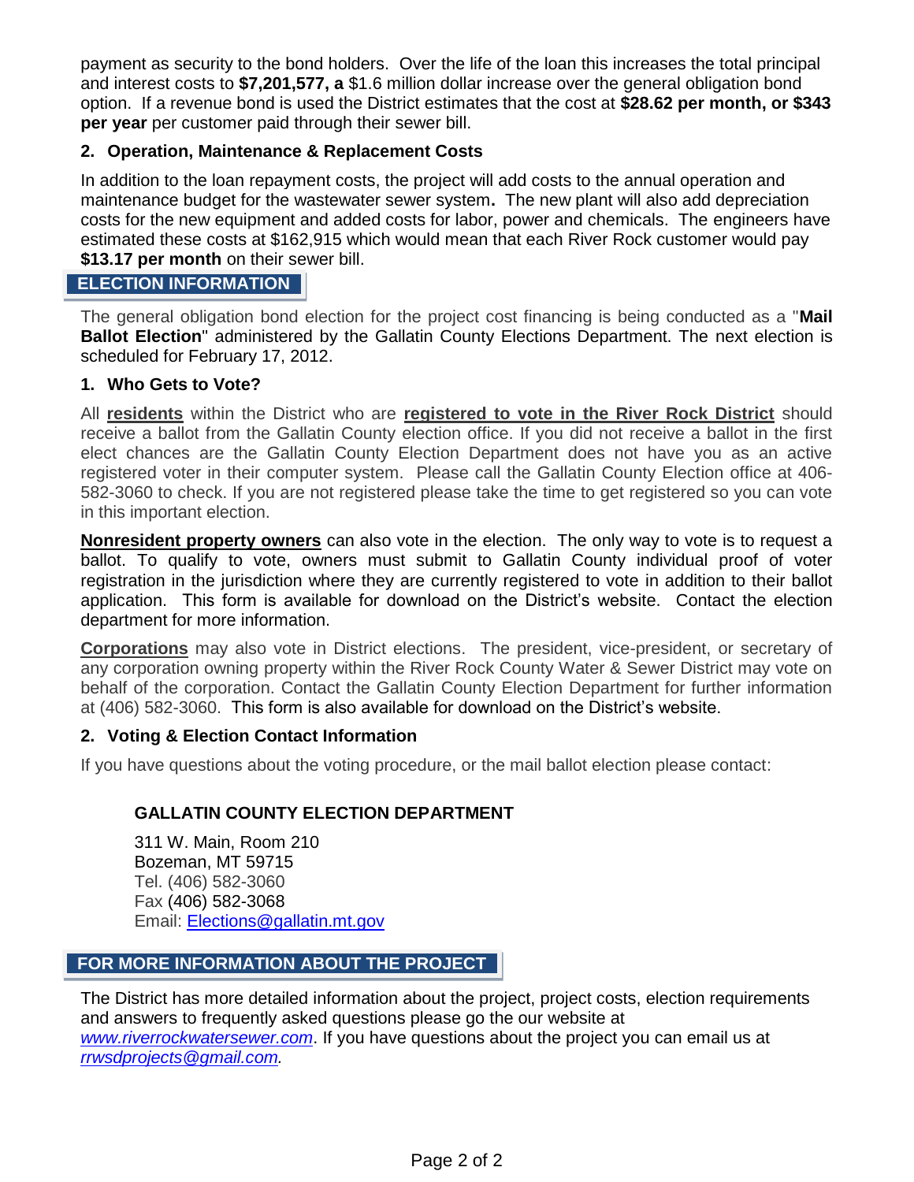payment as security to the bond holders. Over the life of the loan this increases the total principal and interest costs to **$7,201,577, a** $1.6 million dollar increase over the general obligation bond option. If a revenue bond is used the District estimates that the cost at **$28.62 per month, or $343 per year** per customer paid through their sewer bill.

### 2. Operation, Maintenance & Replacement Costs

In addition to the loan repayment costs, the project will add costs to the annual operation and maintenance budget for the wastewater sewer system**.** The new plant will also add depreciation costs for the new equipment and added costs for labor, power and chemicals. The engineers have estimated these costs at $162,915 which would mean that each River Rock customer would pay **$13.17 per month** on their sewer bill.

## ELECTION INFORMATION

The general obligation bond election for the project cost financing is being conducted as a "**Mail Ballot Election**" administered by the Gallatin County Elections Department. The next election is scheduled for February 17, 2012.

### 1. Who Gets to Vote?

All **residents** within the District who are **registered to vote in the River Rock District** should receive a ballot from the Gallatin County election office. If you did not receive a ballot in the first elect chances are the Gallatin County Election Department does not have you as an active registered voter in their computer system. Please call the Gallatin County Election office at 406-582-3060 to check. If you are not registered please take the time to get registered so you can vote in this important election.

**Nonresident property owners** can also vote in the election. The only way to vote is to request a ballot. To qualify to vote, owners must submit to Gallatin County individual proof of voter registration in the jurisdiction where they are currently registered to vote in addition to their ballot application. This form is available for download on the District's website. Contact the election department for more information.

**Corporations** may also vote in District elections. The president, vice-president, or secretary of any corporation owning property within the River Rock County Water & Sewer District may vote on behalf of the corporation. Contact the Gallatin County Election Department for further information at (406) 582-3060. This form is also available for download on the District's website.

### 2. Voting & Election Contact Information

If you have questions about the voting procedure, or the mail ballot election please contact:

**GALLATIN COUNTY ELECTION DEPARTMENT**

311 W. Main, Room 210
Bozeman, MT 59715
Tel. (406) 582-3060
Fax (406) 582-3068
Email: Elections@gallatin.mt.gov

## FOR MORE INFORMATION ABOUT THE PROJECT

The District has more detailed information about the project, project costs, election requirements and answers to frequently asked questions please go the our website at *www.riverrockwatersewer.com*. If you have questions about the project you can email us at *rrwsdprojects@gmail.com.*